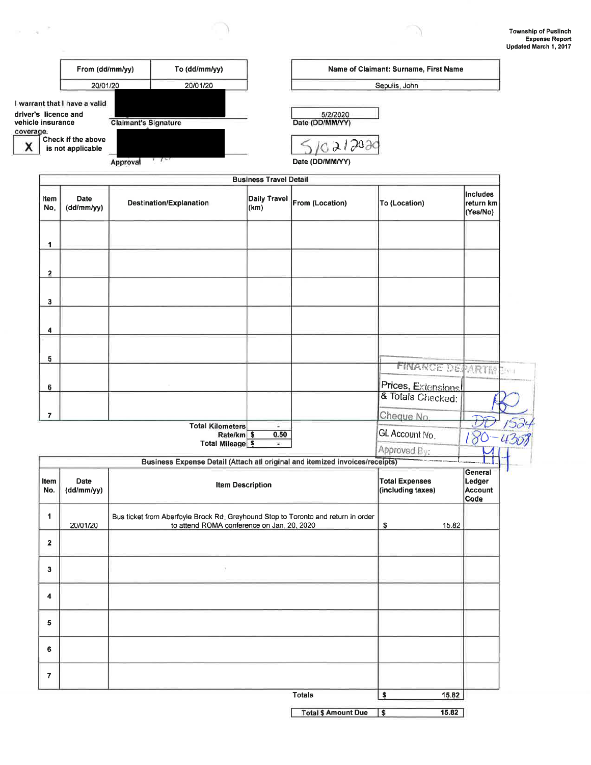Township of Puslinch
Expense Report
Updated March 1, 2017

| From (dd/mm/yy) | To (dd/mm/yy) |
| --- | --- |
| 20/01/20 | 20/01/20 |

| Name of Claimant: Surname, First Name |
| --- |
| Sepulis, John |

I warrant that I have a valid driver's licence and vehicle insurance coverage.

Claimant's Signature

Date (DD/MM/YY): 5/2/2020

X Check if the above is not applicable

Approval

Date (DD/MM/YY): 5/02/2020

## Business Travel Detail

| Item No. | Date (dd/mm/yy) | Destination/Explanation | Daily Travel (km) | From (Location) | To (Location) | Includes return km (Yes/No) |
| --- | --- | --- | --- | --- | --- | --- |
| 1 | | | | | | |
| 2 | | | | | | |
| 3 | | | | | | |
| 4 | | | | | | |
| 5 | | | | | | |
| 6 | | | | | | |
| 7 | | | | | | |

| | |
| --- | --- |
| Total Kilometers | - |
| Rate/km | $ 0.50 |
| Total Mileage | $ - |

| FINANCE DEPARTMENT | |
| --- | --- |
| Prices, Extensions & Totals Checked: | RO |
| Cheque No. | DD 1524 |
| GL Account No. | 180-4308 |
| Approved By: | MH |

## Business Expense Detail (Attach all original and itemized invoices/receipts)

| Item No. | Date (dd/mm/yy) | Item Description | Total Expenses (including taxes) | General Ledger Account Code |
| --- | --- | --- | --- | --- |
| 1 | 20/01/20 | Bus ticket from Aberfoyle Brock Rd. Greyhound Stop to Toronto and return in order to attend ROMA conference on Jan. 20, 2020 | $ 15.82 | |
| 2 | | | | |
| 3 | | | | |
| 4 | | | | |
| 5 | | | | |
| 6 | | | | |
| 7 | | | | |
| | | Totals | $ 15.82 | |

| Total $ Amount Due | $ 15.82 |
| --- | --- |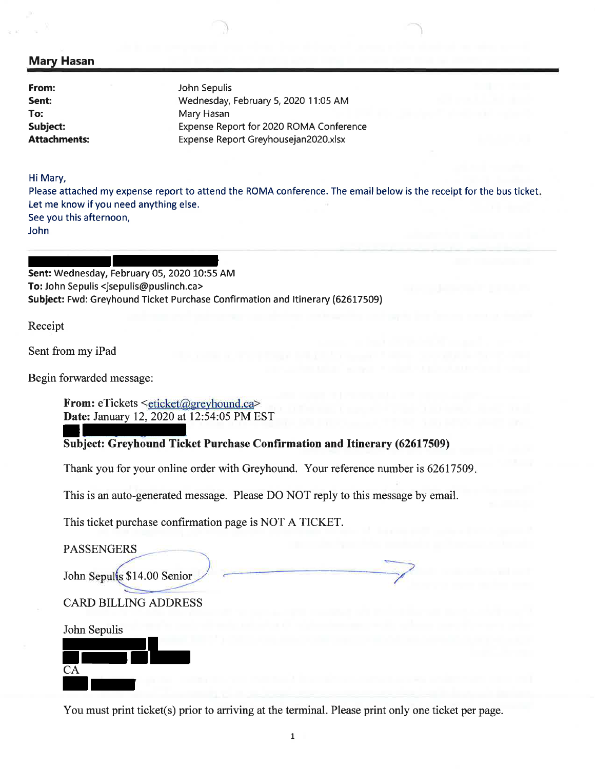## Mary Hasan

**From:** John Sepulis
**Sent:** Wednesday, February 5, 2020 11:05 AM
**To:** Mary Hasan
**Subject:** Expense Report for 2020 ROMA Conference
**Attachments:** Expense Report Greyhousejan2020.xlsx

Hi Mary,
Please attached my expense report to attend the ROMA conference. The email below is the receipt for the bus ticket.
Let me know if you need anything else.
See you this afternoon,
John

**Sent:** Wednesday, February 05, 2020 10:55 AM
**To:** John Sepulis <jsepulis@puslinch.ca>
**Subject:** Fwd: Greyhound Ticket Purchase Confirmation and Itinerary (62617509)

Receipt

Sent from my iPad

Begin forwarded message:

> **From:** eTickets <eticket@greyhound.ca>
> **Date:** January 12, 2020 at 12:54:05 PM EST
>
> **Subject: Greyhound Ticket Purchase Confirmation and Itinerary (62617509)**
>
> Thank you for your online order with Greyhound. Your reference number is 62617509.
>
> This is an auto-generated message. Please DO NOT reply to this message by email.
>
> This ticket purchase confirmation page is NOT A TICKET.
>
> PASSENGERS
>
> John Sepulis $14.00 Senior
>
> CARD BILLING ADDRESS
>
> John Sepulis
>
> CA
>
> You must print ticket(s) prior to arriving at the terminal. Please print only one ticket per page.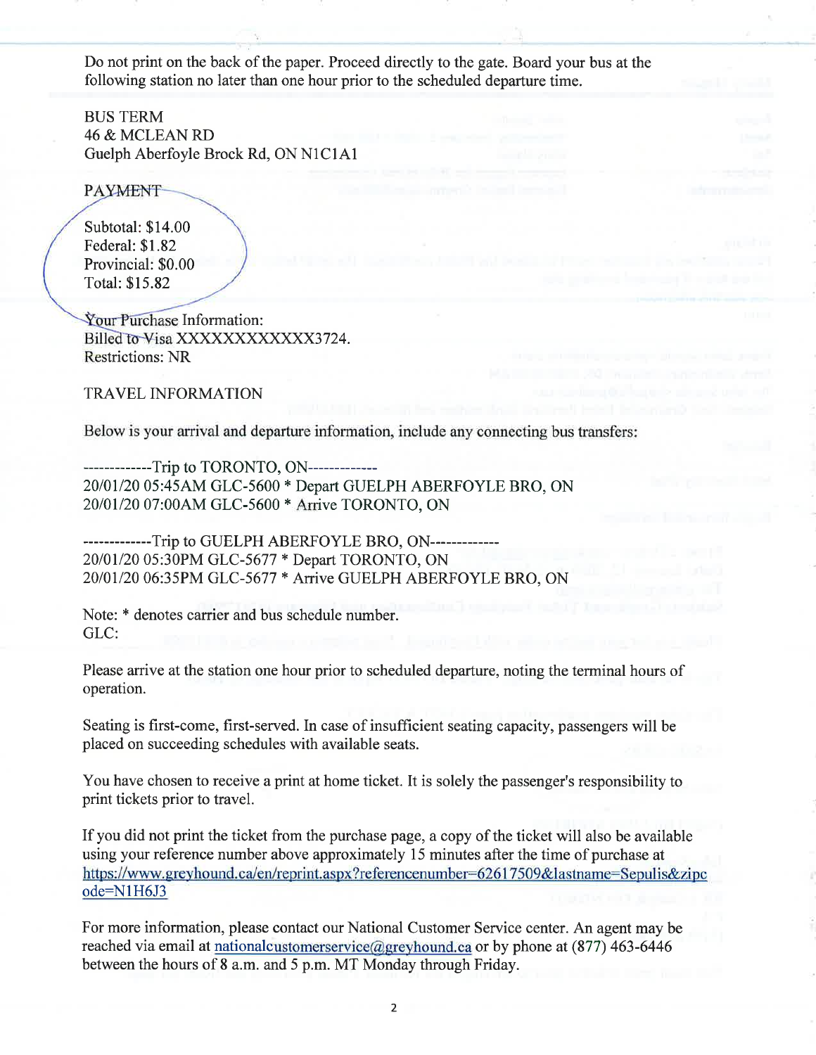Do not print on the back of the paper. Proceed directly to the gate. Board your bus at the following station no later than one hour prior to the scheduled departure time.

BUS TERM
46 & MCLEAN RD
Guelph Aberfoyle Brock Rd, ON N1C1A1

PAYMENT

Subtotal: $14.00
Federal: $1.82
Provincial: $0.00
Total: $15.82

Your Purchase Information:
Billed to Visa XXXXXXXXXXXX3724.
Restrictions: NR

TRAVEL INFORMATION

Below is your arrival and departure information, include any connecting bus transfers:

-------------Trip to TORONTO, ON-------------
20/01/20 05:45AM GLC-5600 * Depart GUELPH ABERFOYLE BRO, ON
20/01/20 07:00AM GLC-5600 * Arrive TORONTO, ON

-------------Trip to GUELPH ABERFOYLE BRO, ON-------------
20/01/20 05:30PM GLC-5677 * Depart TORONTO, ON
20/01/20 06:35PM GLC-5677 * Arrive GUELPH ABERFOYLE BRO, ON

Note: * denotes carrier and bus schedule number.
GLC:

Please arrive at the station one hour prior to scheduled departure, noting the terminal hours of operation.

Seating is first-come, first-served. In case of insufficient seating capacity, passengers will be placed on succeeding schedules with available seats.

You have chosen to receive a print at home ticket. It is solely the passenger's responsibility to print tickets prior to travel.

If you did not print the ticket from the purchase page, a copy of the ticket will also be available using your reference number above approximately 15 minutes after the time of purchase at https://www.greyhound.ca/en/reprint.aspx?referencenumber=62617509&lastname=Sepulis&zipcode=N1H6J3

For more information, please contact our National Customer Service center. An agent may be reached via email at nationalcustomerservice@greyhound.ca or by phone at (877) 463-6446 between the hours of 8 a.m. and 5 p.m. MT Monday through Friday.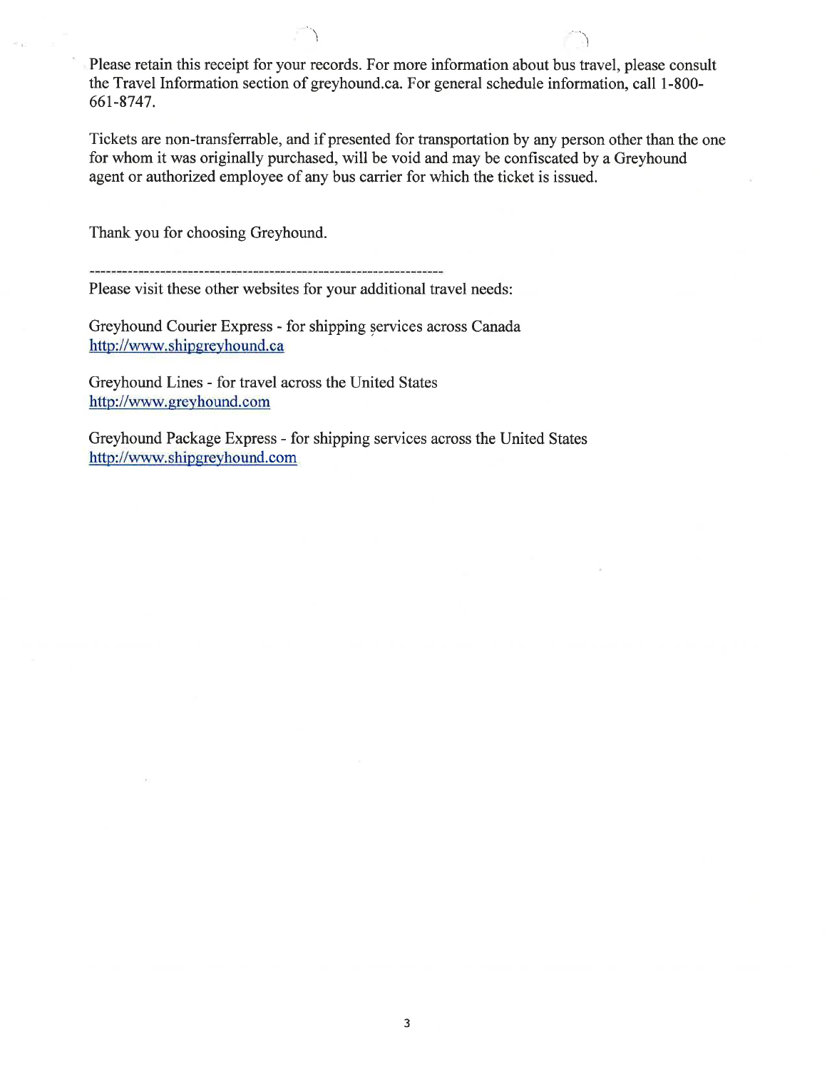Please retain this receipt for your records. For more information about bus travel, please consult the Travel Information section of greyhound.ca. For general schedule information, call 1-800-661-8747.

Tickets are non-transferrable, and if presented for transportation by any person other than the one for whom it was originally purchased, will be void and may be confiscated by a Greyhound agent or authorized employee of any bus carrier for which the ticket is issued.

Thank you for choosing Greyhound.

------------------------------------------------------------------

Please visit these other websites for your additional travel needs:

Greyhound Courier Express - for shipping services across Canada
http://www.shipgreyhound.ca

Greyhound Lines - for travel across the United States
http://www.greyhound.com

Greyhound Package Express - for shipping services across the United States
http://www.shipgreyhound.com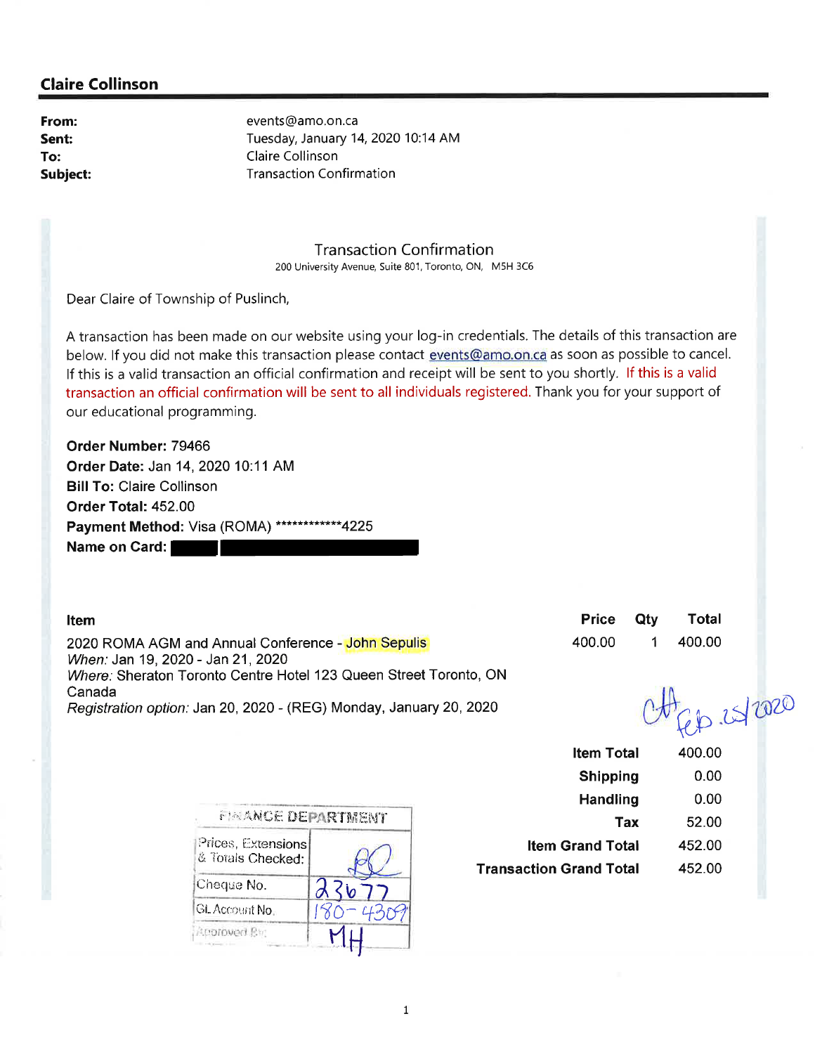## Claire Collinson

| | |
|---|---|
| **From:** | events@amo.on.ca |
| **Sent:** | Tuesday, January 14, 2020 10:14 AM |
| **To:** | Claire Collinson |
| **Subject:** | Transaction Confirmation |

Transaction Confirmation

200 University Avenue, Suite 801, Toronto, ON, M5H 3C6

Dear Claire of Township of Puslinch,

A transaction has been made on our website using your log-in credentials. The details of this transaction are below. If you did not make this transaction please contact events@amo.on.ca as soon as possible to cancel. If this is a valid transaction an official confirmation and receipt will be sent to you shortly. If this is a valid transaction an official confirmation will be sent to all individuals registered. Thank you for your support of our educational programming.

**Order Number:** 79466
**Order Date:** Jan 14, 2020 10:11 AM
**Bill To:** Claire Collinson
**Order Total:** 452.00
**Payment Method:** Visa (ROMA) *************4225
**Name on Card:** [redacted]

| Item | Price | Qty | Total |
|---|---|---|---|
| 2020 ROMA AGM and Annual Conference - John Sepulis<br>*When:* Jan 19, 2020 - Jan 21, 2020<br>*Where:* Sheraton Toronto Centre Hotel 123 Queen Street Toronto, ON Canada<br>*Registration option:* Jan 20, 2020 - (REG) Monday, January 20, 2020 | 400.00 | 1 | 400.00 |

CH Feb. 25/2020

| | |
|---|---|
| **Item Total** | 400.00 |
| **Shipping** | 0.00 |
| **Handling** | 0.00 |
| **Tax** | 52.00 |
| **Item Grand Total** | 452.00 |
| **Transaction Grand Total** | 452.00 |

| FINANCE DEPARTMENT | |
|---|---|
| Prices, Extensions & Totals Checked: | BC |
| Cheque No. | 23677 |
| GL Account No. | 180-4309 |
| Approved By: | MH |